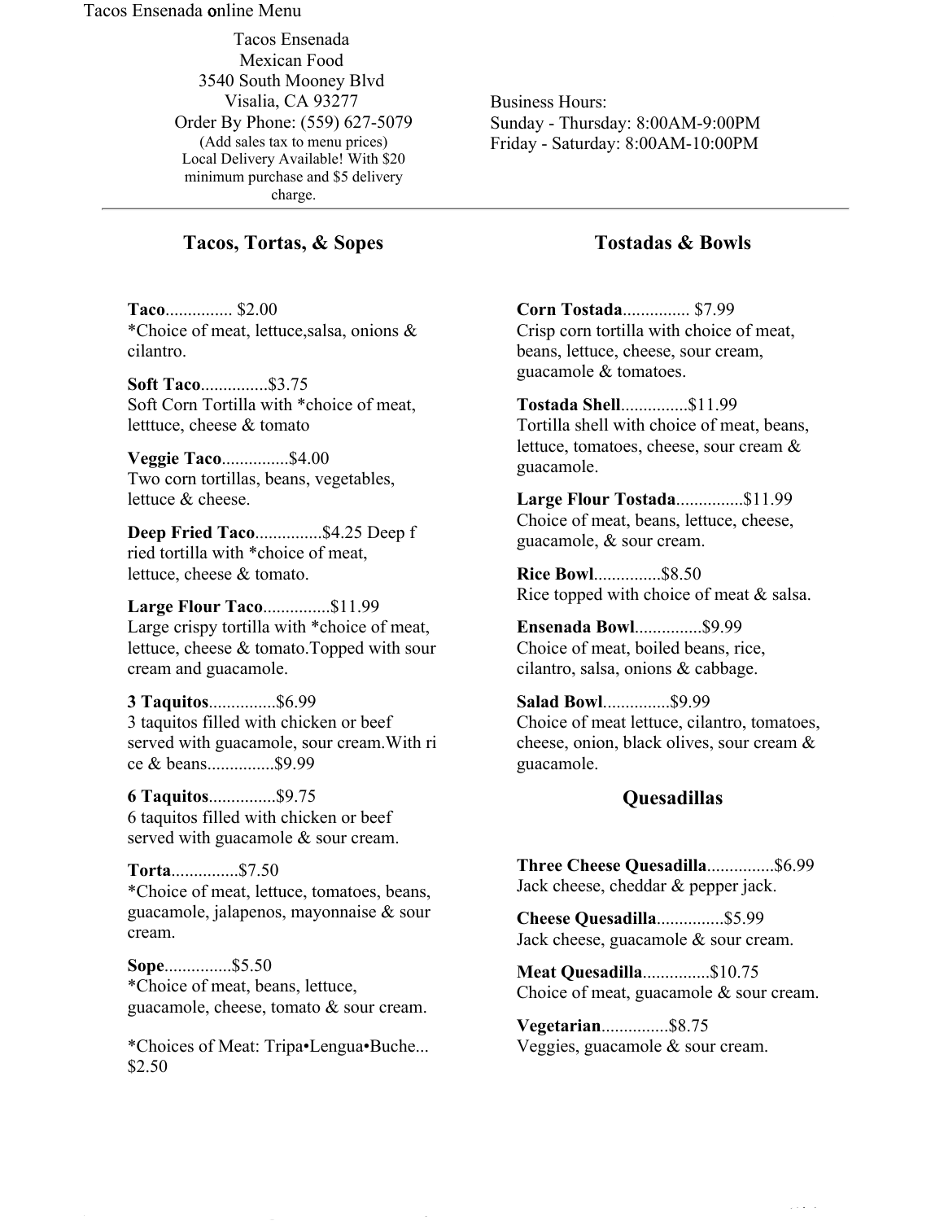Tacos Ensenada online Menu

Tacos Ensenada
Mexican Food
3540 South Mooney Blvd
Visalia, CA 93277
Order By Phone: (559) 627-5079
(Add sales tax to menu prices)
Local Delivery Available! With $20 minimum purchase and $5 delivery charge.

Business Hours:
Sunday - Thursday: 8:00AM-9:00PM
Friday - Saturday: 8:00AM-10:00PM

---

## Tacos, Tortas, & Sopes

**Taco**............... $2.00
*Choice of meat, lettuce,salsa, onions & cilantro.

**Soft Taco**...............$3.75
Soft Corn Tortilla with *choice of meat, letttuce, cheese & tomato

**Veggie Taco**...............$4.00
Two corn tortillas, beans, vegetables, lettuce & cheese.

**Deep Fried Taco**...............$4.25 Deep f ried tortilla with *choice of meat, lettuce, cheese & tomato.

**Large Flour Taco**...............$11.99
Large crispy tortilla with *choice of meat, lettuce, cheese & tomato.Topped with sour cream and guacamole.

**3 Taquitos**...............$6.99
3 taquitos filled with chicken or beef served with guacamole, sour cream.With ri ce & beans...............$9.99

**6 Taquitos**...............$9.75
6 taquitos filled with chicken or beef served with guacamole & sour cream.

**Torta**...............$7.50
*Choice of meat, lettuce, tomatoes, beans, guacamole, jalapenos, mayonnaise & sour cream.

**Sope**...............$5.50
*Choice of meat, beans, lettuce, guacamole, cheese, tomato & sour cream.

*Choices of Meat: Tripa•Lengua•Buche... $2.50

## Tostadas & Bowls

**Corn Tostada**............... $7.99
Crisp corn tortilla with choice of meat, beans, lettuce, cheese, sour cream, guacamole & tomatoes.

**Tostada Shell**...............$11.99
Tortilla shell with choice of meat, beans, lettuce, tomatoes, cheese, sour cream & guacamole.

**Large Flour Tostada**...............$11.99
Choice of meat, beans, lettuce, cheese, guacamole, & sour cream.

**Rice Bowl**...............$8.50
Rice topped with choice of meat & salsa.

**Ensenada Bowl**...............$9.99
Choice of meat, boiled beans, rice, cilantro, salsa, onions & cabbage.

**Salad Bowl**...............$9.99
Choice of meat lettuce, cilantro, tomatoes, cheese, onion, black olives, sour cream & guacamole.

## Quesadillas

**Three Cheese Quesadilla**...............$6.99
Jack cheese, cheddar & pepper jack.

**Cheese Quesadilla**...............$5.99
Jack cheese, guacamole & sour cream.

**Meat Quesadilla**...............$10.75
Choice of meat, guacamole & sour cream.

**Vegetarian**...............$8.75
Veggies, guacamole & sour cream.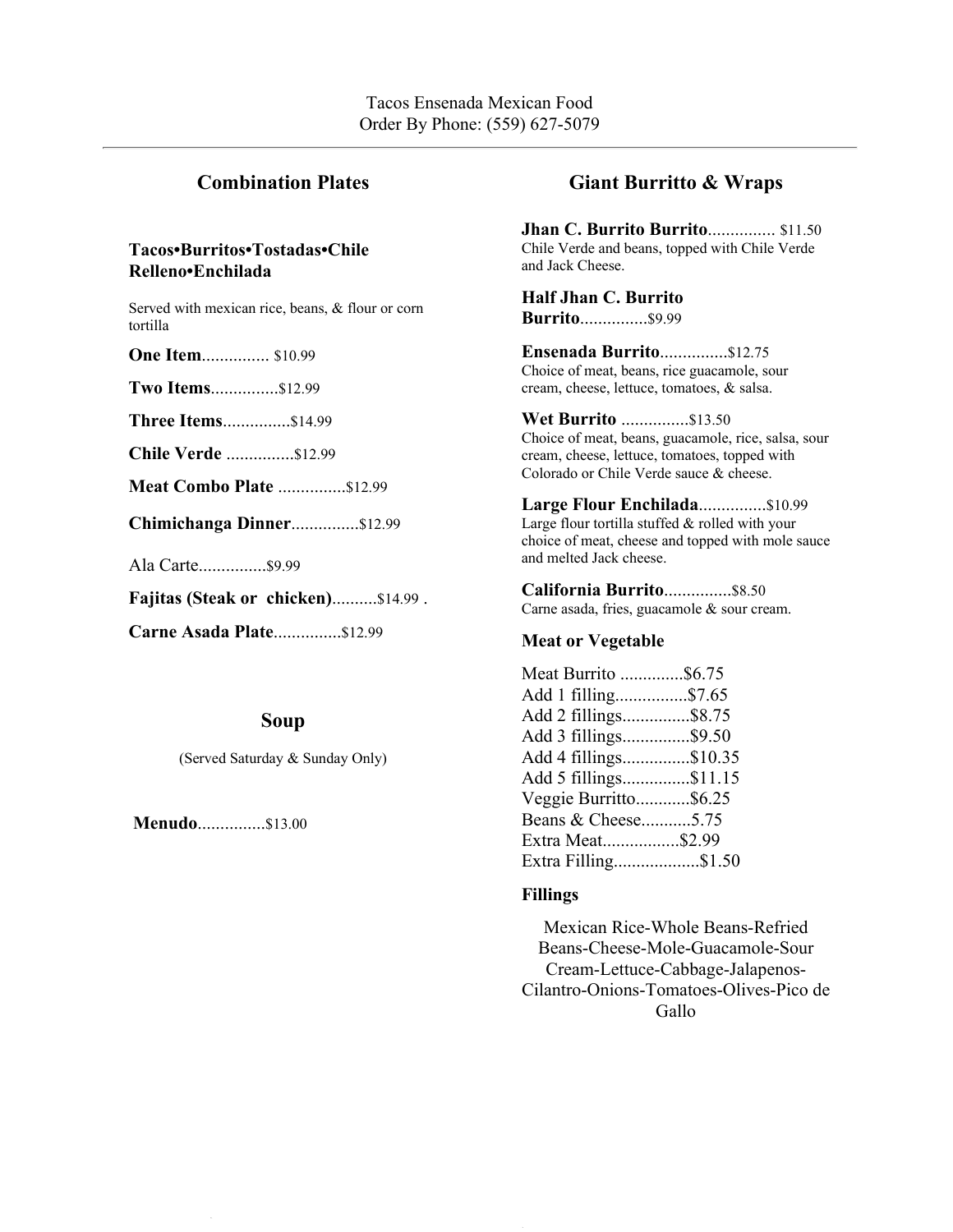Tacos Ensenada Mexican Food
Order By Phone: (559) 627-5079

## Combination Plates

### Tacos•Burritos•Tostadas•Chile Relleno•Enchilada

Served with mexican rice, beans, & flour or corn tortilla

**One Item**............... $10.99

**Two Items**...............$12.99

**Three Items**...............$14.99

**Chile Verde** ...............$12.99

**Meat Combo Plate** ...............$12.99

**Chimichanga Dinner**...............$12.99

Ala Carte...............$9.99

**Fajitas (Steak or chicken)**..........$14.99 .

**Carne Asada Plate**...............$12.99

## Soup

(Served Saturday & Sunday Only)

**Menudo**...............$13.00

## Giant Burritto & Wraps

**Jhan C. Burrito Burrito**............... $11.50
Chile Verde and beans, topped with Chile Verde and Jack Cheese.

**Half Jhan C. Burrito Burrito**...............$9.99

**Ensenada Burrito**...............$12.75
Choice of meat, beans, rice guacamole, sour cream, cheese, lettuce, tomatoes, & salsa.

**Wet Burrito** ...............$13.50
Choice of meat, beans, guacamole, rice, salsa, sour cream, cheese, lettuce, tomatoes, topped with Colorado or Chile Verde sauce & cheese.

**Large Flour Enchilada**...............$10.99
Large flour tortilla stuffed & rolled with your choice of meat, cheese and topped with mole sauce and melted Jack cheese.

**California Burrito**...............$8.50
Carne asada, fries, guacamole & sour cream.

### Meat or Vegetable

Meat Burrito ..............$6.75
Add 1 filling................$7.65
Add 2 fillings...............$8.75
Add 3 fillings...............$9.50
Add 4 fillings...............$10.35
Add 5 fillings...............$11.15
Veggie Burritto............$6.25
Beans & Cheese...........5.75
Extra Meat.................$2.99
Extra Filling...................$1.50

### Fillings

Mexican Rice-Whole Beans-Refried Beans-Cheese-Mole-Guacamole-Sour Cream-Lettuce-Cabbage-Jalapenos-Cilantro-Onions-Tomatoes-Olives-Pico de Gallo